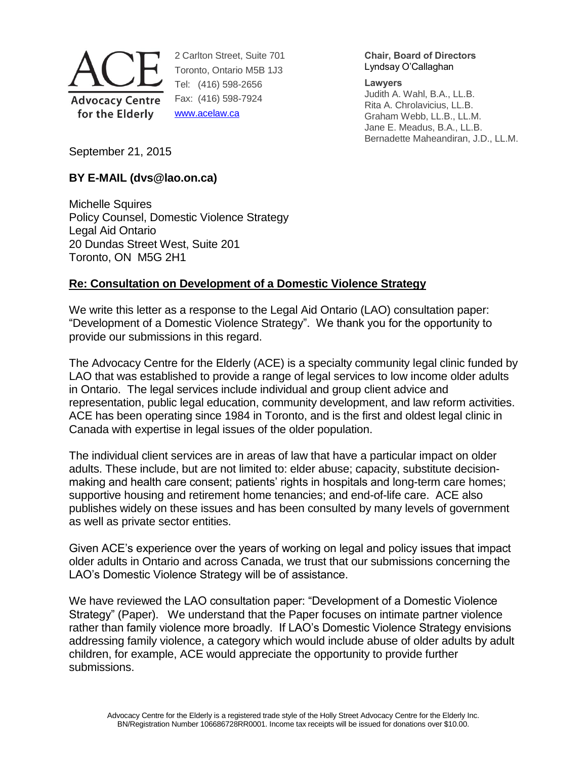**ACE**
**Advocacy Centre for the Elderly**

2 Carlton Street, Suite 701
Toronto, Ontario M5B 1J3
Tel: (416) 598-2656
Fax: (416) 598-7924
www.acelaw.ca

**Chair, Board of Directors**
Lyndsay O'Callaghan

**Lawyers**
Judith A. Wahl, B.A., LL.B.
Rita A. Chrolavicius, LL.B.
Graham Webb, LL.B., LL.M.
Jane E. Meadus, B.A., LL.B.
Bernadette Maheandiran, J.D., LL.M.

September 21, 2015

**BY E-MAIL (dvs@lao.on.ca)**

Michelle Squires
Policy Counsel, Domestic Violence Strategy
Legal Aid Ontario
20 Dundas Street West, Suite 201
Toronto, ON M5G 2H1

**Re: Consultation on Development of a Domestic Violence Strategy**

We write this letter as a response to the Legal Aid Ontario (LAO) consultation paper: "Development of a Domestic Violence Strategy". We thank you for the opportunity to provide our submissions in this regard.

The Advocacy Centre for the Elderly (ACE) is a specialty community legal clinic funded by LAO that was established to provide a range of legal services to low income older adults in Ontario. The legal services include individual and group client advice and representation, public legal education, community development, and law reform activities. ACE has been operating since 1984 in Toronto, and is the first and oldest legal clinic in Canada with expertise in legal issues of the older population.

The individual client services are in areas of law that have a particular impact on older adults. These include, but are not limited to: elder abuse; capacity, substitute decision-making and health care consent; patients' rights in hospitals and long-term care homes; supportive housing and retirement home tenancies; and end-of-life care. ACE also publishes widely on these issues and has been consulted by many levels of government as well as private sector entities.

Given ACE's experience over the years of working on legal and policy issues that impact older adults in Ontario and across Canada, we trust that our submissions concerning the LAO's Domestic Violence Strategy will be of assistance.

We have reviewed the LAO consultation paper: "Development of a Domestic Violence Strategy" (Paper). We understand that the Paper focuses on intimate partner violence rather than family violence more broadly. If LAO's Domestic Violence Strategy envisions addressing family violence, a category which would include abuse of older adults by adult children, for example, ACE would appreciate the opportunity to provide further submissions.

Advocacy Centre for the Elderly is a registered trade style of the Holly Street Advocacy Centre for the Elderly Inc. BN/Registration Number 106686728RR0001. Income tax receipts will be issued for donations over $10.00.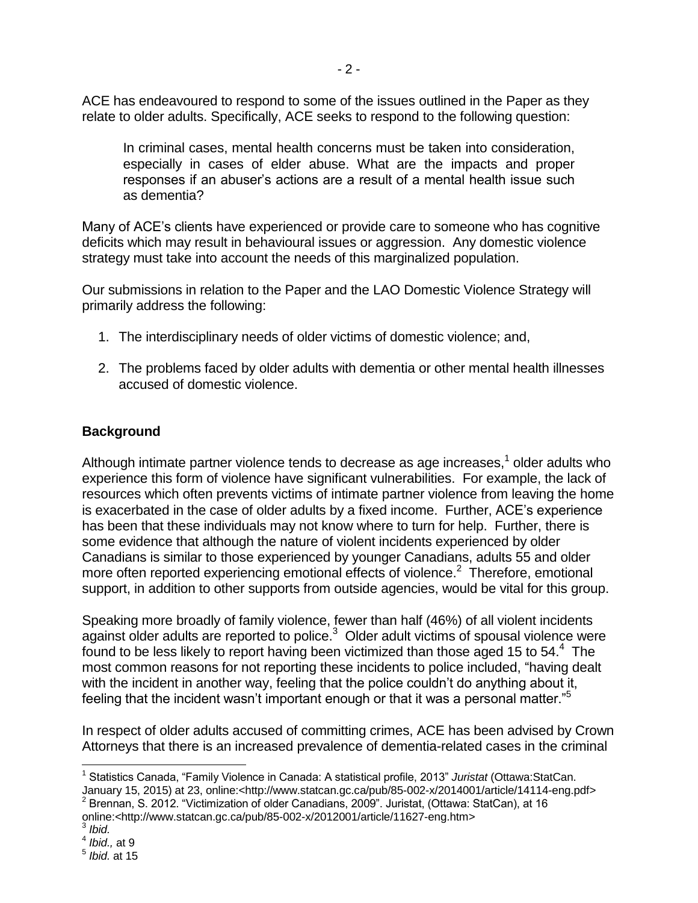ACE has endeavoured to respond to some of the issues outlined in the Paper as they relate to older adults. Specifically, ACE seeks to respond to the following question:

> In criminal cases, mental health concerns must be taken into consideration, especially in cases of elder abuse. What are the impacts and proper responses if an abuser's actions are a result of a mental health issue such as dementia?

Many of ACE's clients have experienced or provide care to someone who has cognitive deficits which may result in behavioural issues or aggression. Any domestic violence strategy must take into account the needs of this marginalized population.

Our submissions in relation to the Paper and the LAO Domestic Violence Strategy will primarily address the following:

1. The interdisciplinary needs of older victims of domestic violence; and,
2. The problems faced by older adults with dementia or other mental health illnesses accused of domestic violence.

**Background**

Although intimate partner violence tends to decrease as age increases,[1] older adults who experience this form of violence have significant vulnerabilities. For example, the lack of resources which often prevents victims of intimate partner violence from leaving the home is exacerbated in the case of older adults by a fixed income. Further, ACE's experience has been that these individuals may not know where to turn for help. Further, there is some evidence that although the nature of violent incidents experienced by older Canadians is similar to those experienced by younger Canadians, adults 55 and older more often reported experiencing emotional effects of violence.[2] Therefore, emotional support, in addition to other supports from outside agencies, would be vital for this group.

Speaking more broadly of family violence, fewer than half (46%) of all violent incidents against older adults are reported to police.[3] Older adult victims of spousal violence were found to be less likely to report having been victimized than those aged 15 to 54.[4] The most common reasons for not reporting these incidents to police included, "having dealt with the incident in another way, feeling that the police couldn't do anything about it, feeling that the incident wasn't important enough or that it was a personal matter."[5]

In respect of older adults accused of committing crimes, ACE has been advised by Crown Attorneys that there is an increased prevalence of dementia-related cases in the criminal

---

[1] Statistics Canada, "Family Violence in Canada: A statistical profile, 2013" *Juristat* (Ottawa:StatCan. January 15, 2015) at 23, online:<http://www.statcan.gc.ca/pub/85-002-x/2014001/article/14114-eng.pdf>

[2] Brennan, S. 2012. "Victimization of older Canadians, 2009". Juristat, (Ottawa: StatCan), at 16 online:<http://www.statcan.gc.ca/pub/85-002-x/2012001/article/11627-eng.htm>

[3] *Ibid.*

[4] *Ibid.,* at 9

[5] *Ibid.* at 15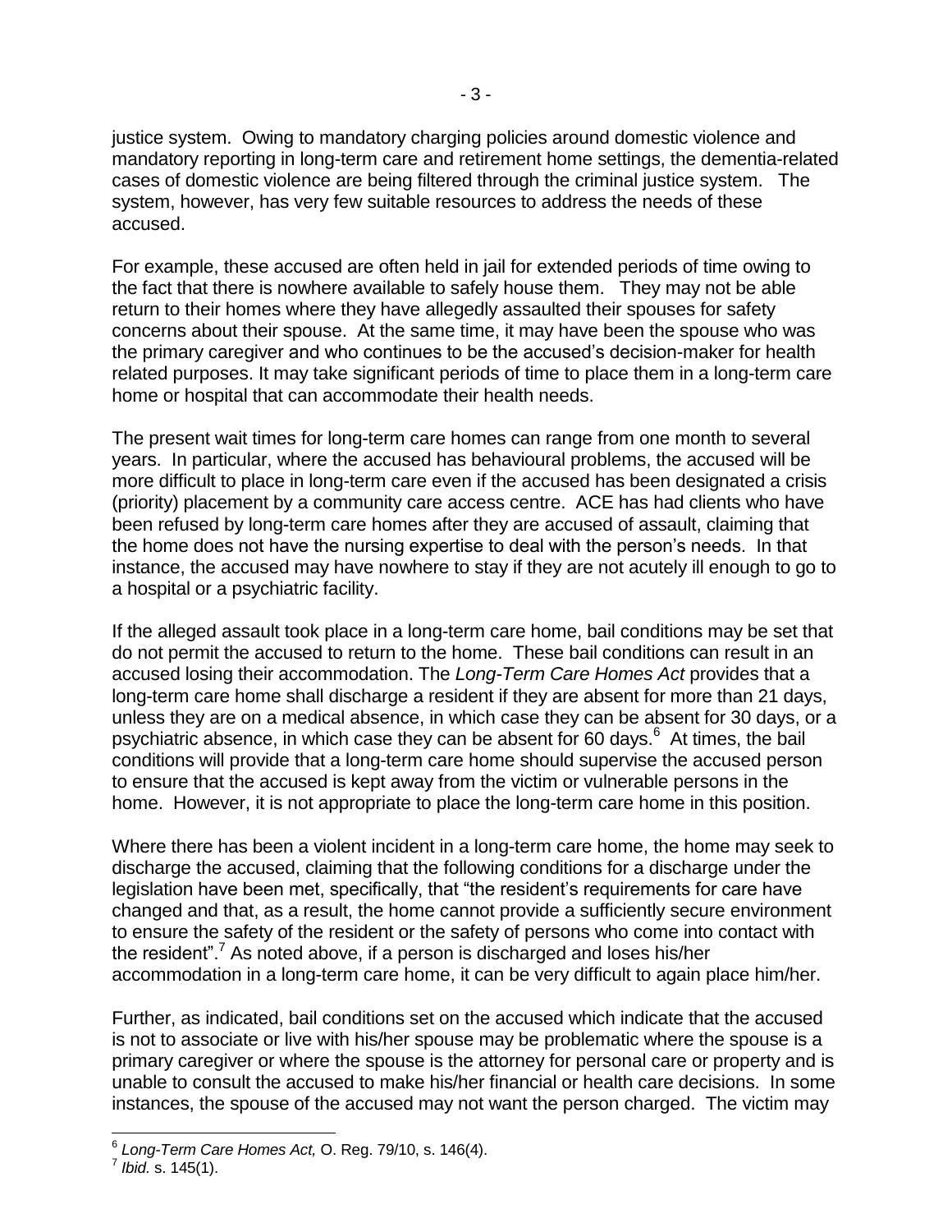justice system. Owing to mandatory charging policies around domestic violence and mandatory reporting in long-term care and retirement home settings, the dementia-related cases of domestic violence are being filtered through the criminal justice system. The system, however, has very few suitable resources to address the needs of these accused.

For example, these accused are often held in jail for extended periods of time owing to the fact that there is nowhere available to safely house them. They may not be able return to their homes where they have allegedly assaulted their spouses for safety concerns about their spouse. At the same time, it may have been the spouse who was the primary caregiver and who continues to be the accused's decision-maker for health related purposes. It may take significant periods of time to place them in a long-term care home or hospital that can accommodate their health needs.

The present wait times for long-term care homes can range from one month to several years. In particular, where the accused has behavioural problems, the accused will be more difficult to place in long-term care even if the accused has been designated a crisis (priority) placement by a community care access centre. ACE has had clients who have been refused by long-term care homes after they are accused of assault, claiming that the home does not have the nursing expertise to deal with the person's needs. In that instance, the accused may have nowhere to stay if they are not acutely ill enough to go to a hospital or a psychiatric facility.

If the alleged assault took place in a long-term care home, bail conditions may be set that do not permit the accused to return to the home. These bail conditions can result in an accused losing their accommodation. The *Long-Term Care Homes Act* provides that a long-term care home shall discharge a resident if they are absent for more than 21 days, unless they are on a medical absence, in which case they can be absent for 30 days, or a psychiatric absence, in which case they can be absent for 60 days.[6] At times, the bail conditions will provide that a long-term care home should supervise the accused person to ensure that the accused is kept away from the victim or vulnerable persons in the home. However, it is not appropriate to place the long-term care home in this position.

Where there has been a violent incident in a long-term care home, the home may seek to discharge the accused, claiming that the following conditions for a discharge under the legislation have been met, specifically, that "the resident's requirements for care have changed and that, as a result, the home cannot provide a sufficiently secure environment to ensure the safety of the resident or the safety of persons who come into contact with the resident".[7] As noted above, if a person is discharged and loses his/her accommodation in a long-term care home, it can be very difficult to again place him/her.

Further, as indicated, bail conditions set on the accused which indicate that the accused is not to associate or live with his/her spouse may be problematic where the spouse is a primary caregiver or where the spouse is the attorney for personal care or property and is unable to consult the accused to make his/her financial or health care decisions. In some instances, the spouse of the accused may not want the person charged. The victim may

---

[6] *Long-Term Care Homes Act,* O. Reg. 79/10, s. 146(4).

[7] *Ibid.* s. 145(1).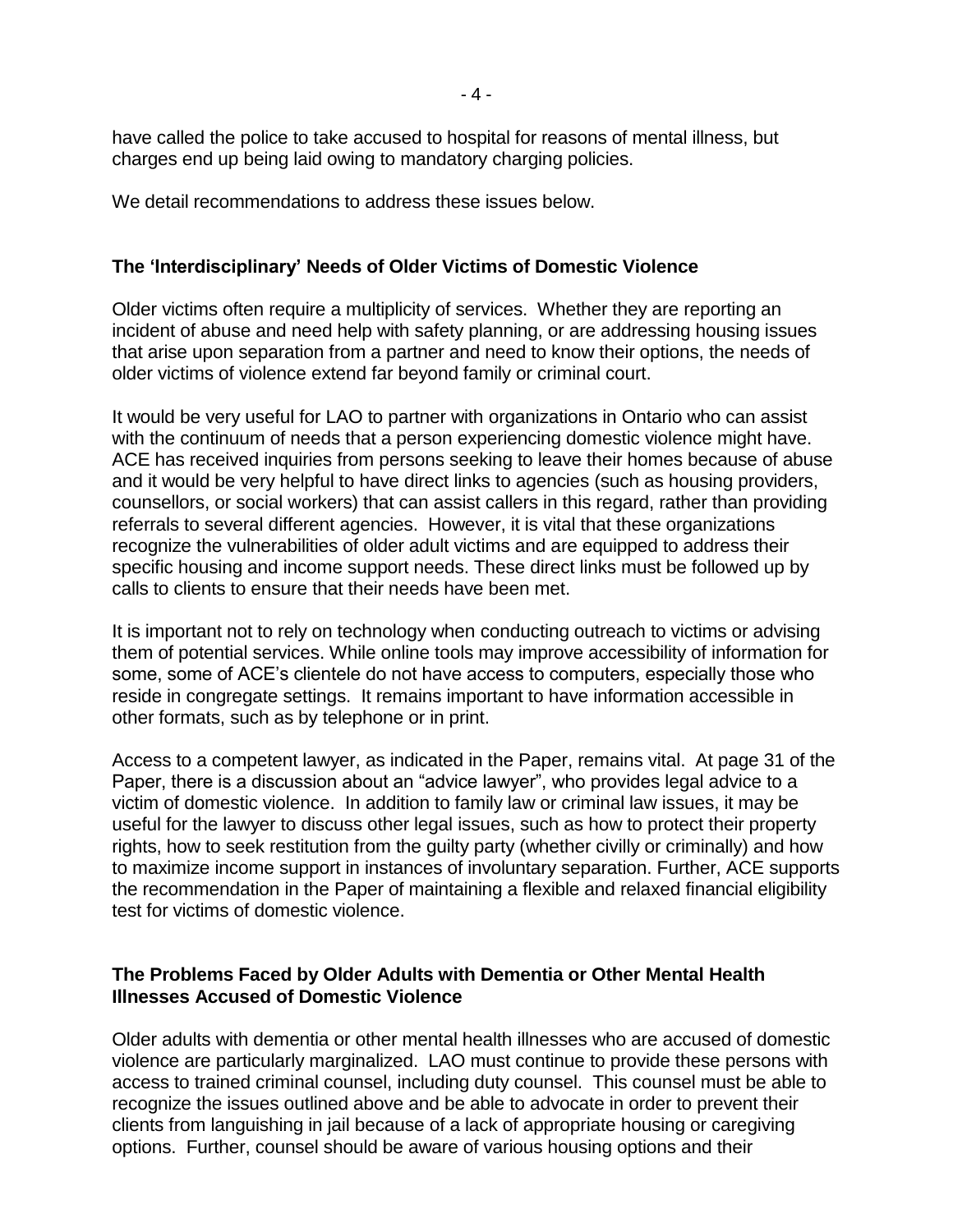have called the police to take accused to hospital for reasons of mental illness, but charges end up being laid owing to mandatory charging policies.

We detail recommendations to address these issues below.

## The 'Interdisciplinary' Needs of Older Victims of Domestic Violence

Older victims often require a multiplicity of services. Whether they are reporting an incident of abuse and need help with safety planning, or are addressing housing issues that arise upon separation from a partner and need to know their options, the needs of older victims of violence extend far beyond family or criminal court.

It would be very useful for LAO to partner with organizations in Ontario who can assist with the continuum of needs that a person experiencing domestic violence might have. ACE has received inquiries from persons seeking to leave their homes because of abuse and it would be very helpful to have direct links to agencies (such as housing providers, counsellors, or social workers) that can assist callers in this regard, rather than providing referrals to several different agencies. However, it is vital that these organizations recognize the vulnerabilities of older adult victims and are equipped to address their specific housing and income support needs. These direct links must be followed up by calls to clients to ensure that their needs have been met.

It is important not to rely on technology when conducting outreach to victims or advising them of potential services. While online tools may improve accessibility of information for some, some of ACE's clientele do not have access to computers, especially those who reside in congregate settings. It remains important to have information accessible in other formats, such as by telephone or in print.

Access to a competent lawyer, as indicated in the Paper, remains vital. At page 31 of the Paper, there is a discussion about an "advice lawyer", who provides legal advice to a victim of domestic violence. In addition to family law or criminal law issues, it may be useful for the lawyer to discuss other legal issues, such as how to protect their property rights, how to seek restitution from the guilty party (whether civilly or criminally) and how to maximize income support in instances of involuntary separation. Further, ACE supports the recommendation in the Paper of maintaining a flexible and relaxed financial eligibility test for victims of domestic violence.

## The Problems Faced by Older Adults with Dementia or Other Mental Health Illnesses Accused of Domestic Violence

Older adults with dementia or other mental health illnesses who are accused of domestic violence are particularly marginalized. LAO must continue to provide these persons with access to trained criminal counsel, including duty counsel. This counsel must be able to recognize the issues outlined above and be able to advocate in order to prevent their clients from languishing in jail because of a lack of appropriate housing or caregiving options. Further, counsel should be aware of various housing options and their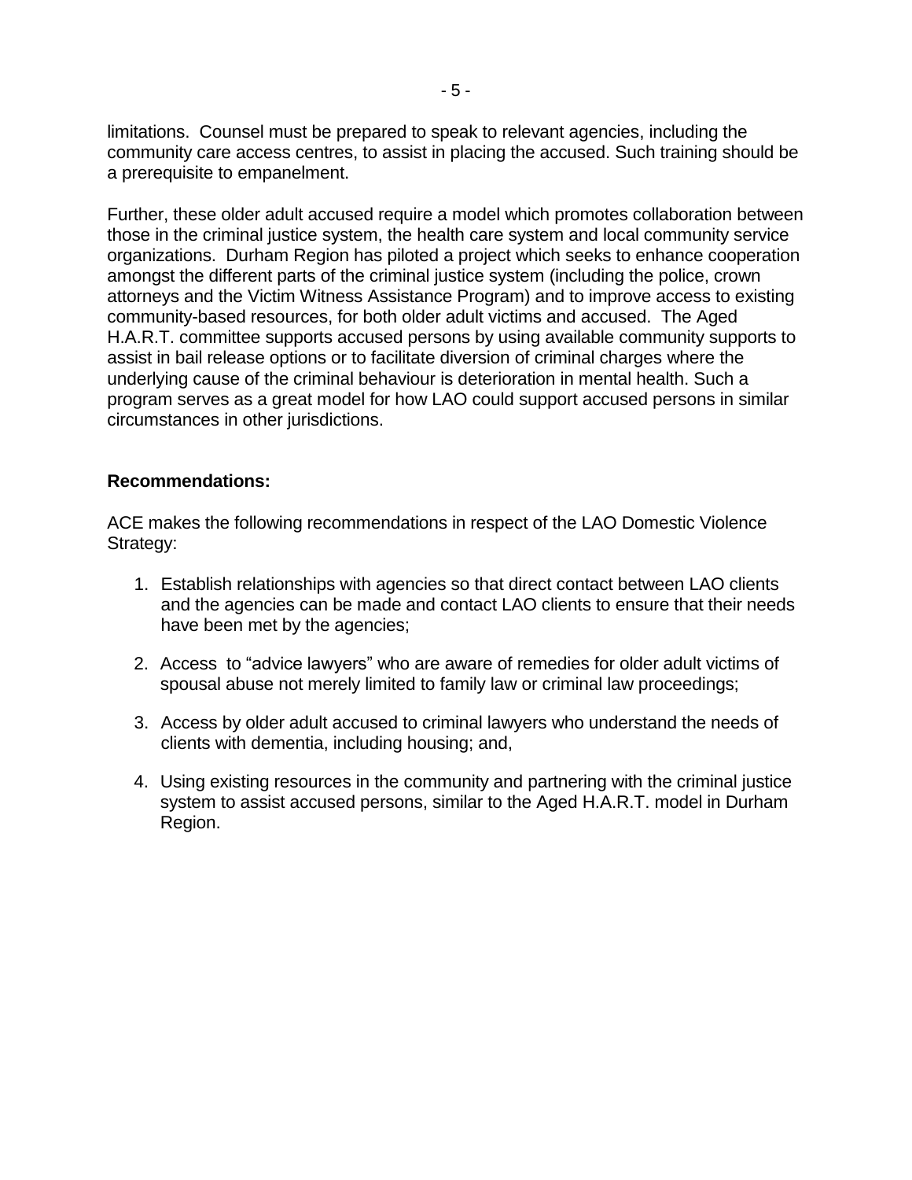limitations. Counsel must be prepared to speak to relevant agencies, including the community care access centres, to assist in placing the accused. Such training should be a prerequisite to empanelment.

Further, these older adult accused require a model which promotes collaboration between those in the criminal justice system, the health care system and local community service organizations. Durham Region has piloted a project which seeks to enhance cooperation amongst the different parts of the criminal justice system (including the police, crown attorneys and the Victim Witness Assistance Program) and to improve access to existing community-based resources, for both older adult victims and accused. The Aged H.A.R.T. committee supports accused persons by using available community supports to assist in bail release options or to facilitate diversion of criminal charges where the underlying cause of the criminal behaviour is deterioration in mental health. Such a program serves as a great model for how LAO could support accused persons in similar circumstances in other jurisdictions.

**Recommendations:**

ACE makes the following recommendations in respect of the LAO Domestic Violence Strategy:

1. Establish relationships with agencies so that direct contact between LAO clients and the agencies can be made and contact LAO clients to ensure that their needs have been met by the agencies;

2. Access to "advice lawyers" who are aware of remedies for older adult victims of spousal abuse not merely limited to family law or criminal law proceedings;

3. Access by older adult accused to criminal lawyers who understand the needs of clients with dementia, including housing; and,

4. Using existing resources in the community and partnering with the criminal justice system to assist accused persons, similar to the Aged H.A.R.T. model in Durham Region.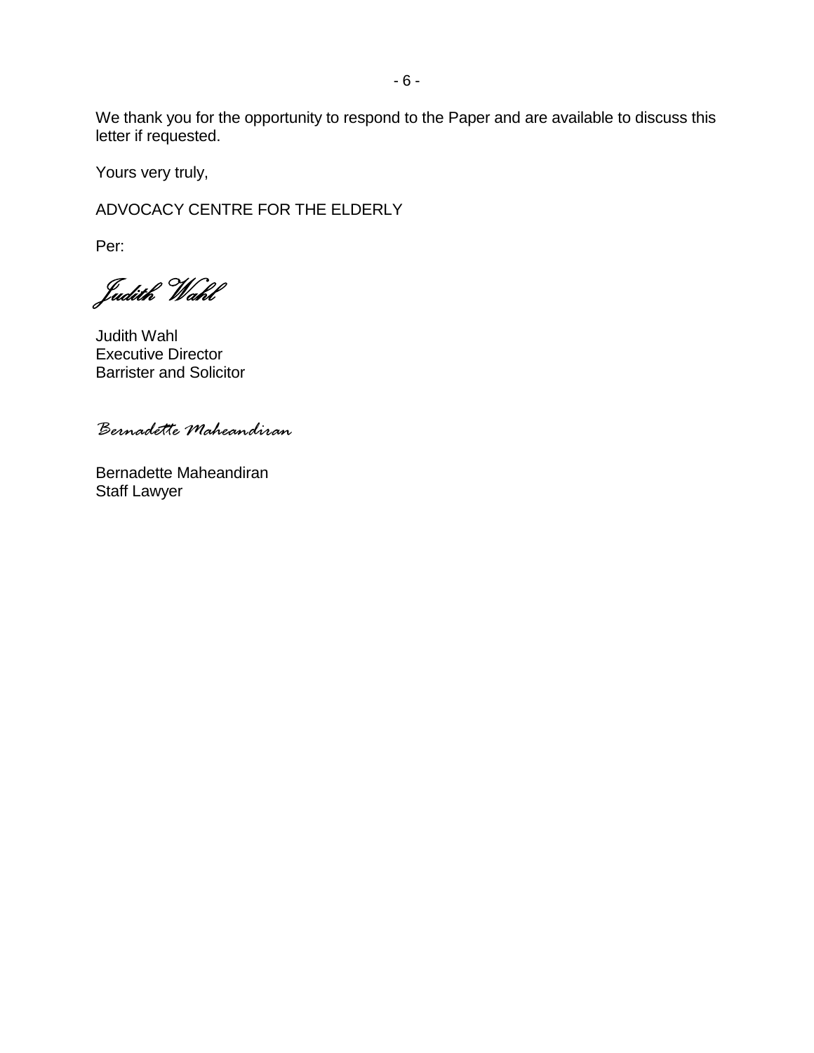We thank you for the opportunity to respond to the Paper and are available to discuss this letter if requested.

Yours very truly,

ADVOCACY CENTRE FOR THE ELDERLY

Per:

*Judith Wahl*

Judith Wahl
Executive Director
Barrister and Solicitor

*Bernadette Maheandiran*

Bernadette Maheandiran
Staff Lawyer